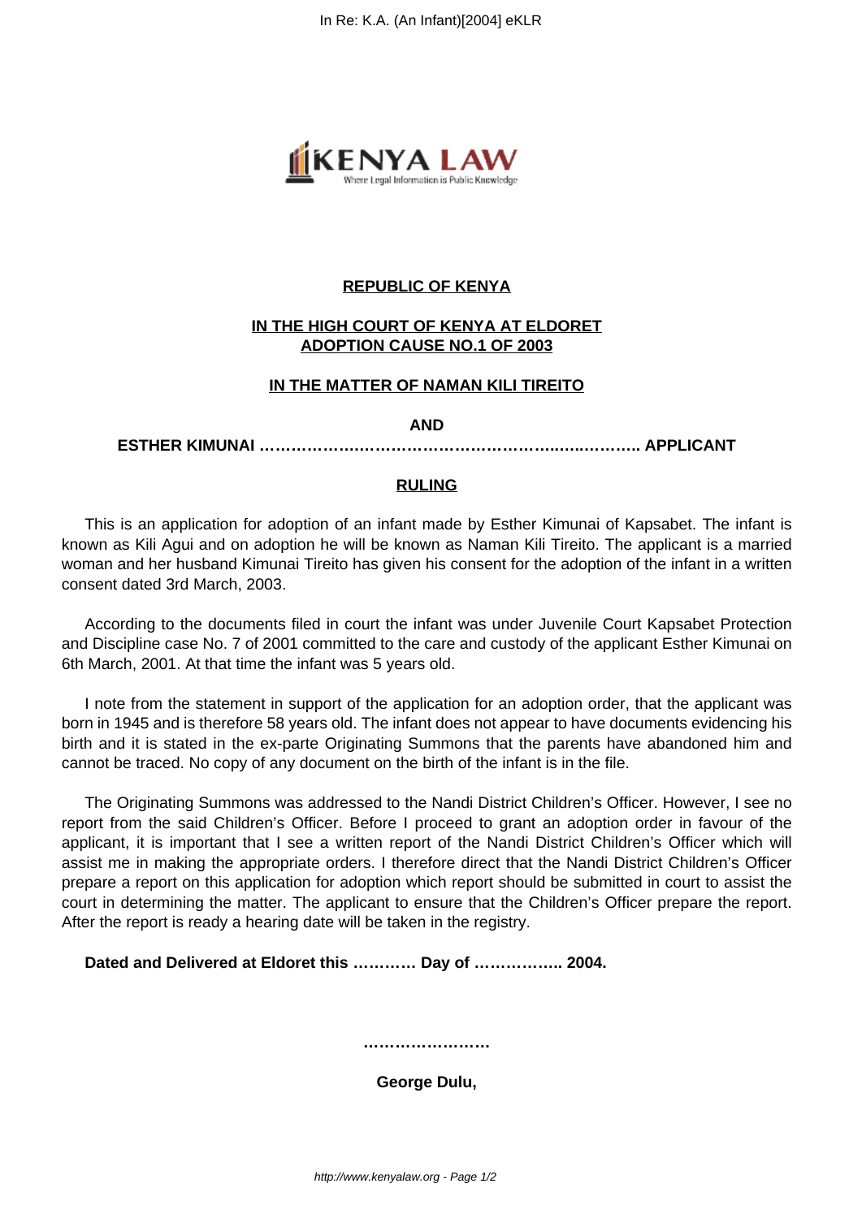**REPUBLIC OF KENYA**

**IN THE HIGH COURT OF KENYA AT ELDORET**
**ADOPTION CAUSE NO.1 OF 2003**

**IN THE MATTER OF NAMAN KILI TIREITO**

**AND**

**ESTHER KIMUNAI ………………………………………………..…..………. APPLICANT**

**RULING**

This is an application for adoption of an infant made by Esther Kimunai of Kapsabet. The infant is known as Kili Agui and on adoption he will be known as Naman Kili Tireito. The applicant is a married woman and her husband Kimunai Tireito has given his consent for the adoption of the infant in a written consent dated 3rd March, 2003.

According to the documents filed in court the infant was under Juvenile Court Kapsabet Protection and Discipline case No. 7 of 2001 committed to the care and custody of the applicant Esther Kimunai on 6th March, 2001. At that time the infant was 5 years old.

I note from the statement in support of the application for an adoption order, that the applicant was born in 1945 and is therefore 58 years old. The infant does not appear to have documents evidencing his birth and it is stated in the ex-parte Originating Summons that the parents have abandoned him and cannot be traced. No copy of any document on the birth of the infant is in the file.

The Originating Summons was addressed to the Nandi District Children's Officer. However, I see no report from the said Children's Officer. Before I proceed to grant an adoption order in favour of the applicant, it is important that I see a written report of the Nandi District Children's Officer which will assist me in making the appropriate orders. I therefore direct that the Nandi District Children's Officer prepare a report on this application for adoption which report should be submitted in court to assist the court in determining the matter. The applicant to ensure that the Children's Officer prepare the report. After the report is ready a hearing date will be taken in the registry.

**Dated and Delivered at Eldoret this ………… Day of …………….. 2004.**

**……………………**

**George Dulu,**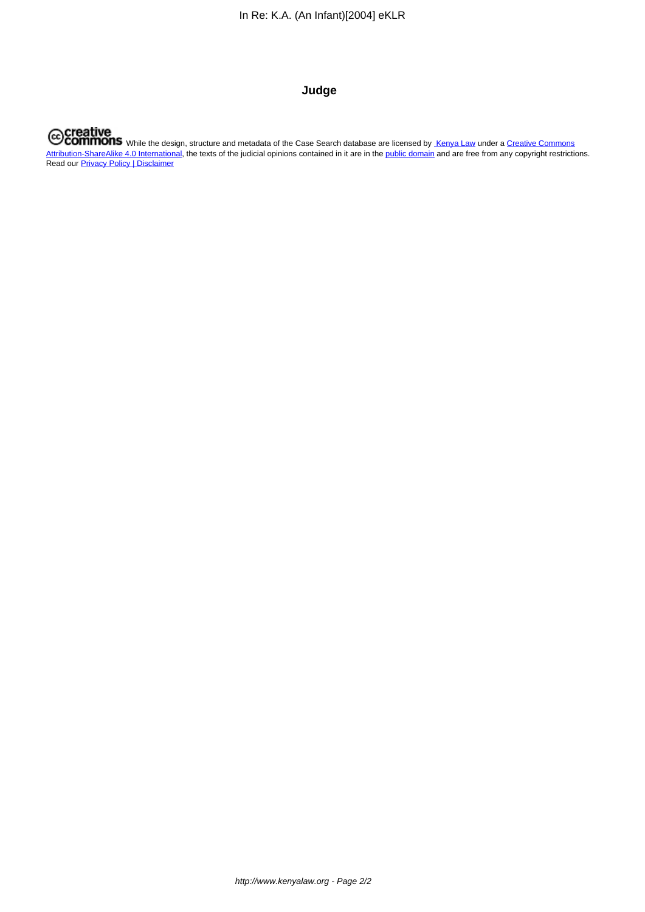**Judge**

creative commons While the design, structure and metadata of the Case Search database are licensed by Kenya Law under a Creative Commons Attribution-ShareAlike 4.0 International, the texts of the judicial opinions contained in it are in the public domain and are free from any copyright restrictions. Read our Privacy Policy | Disclaimer